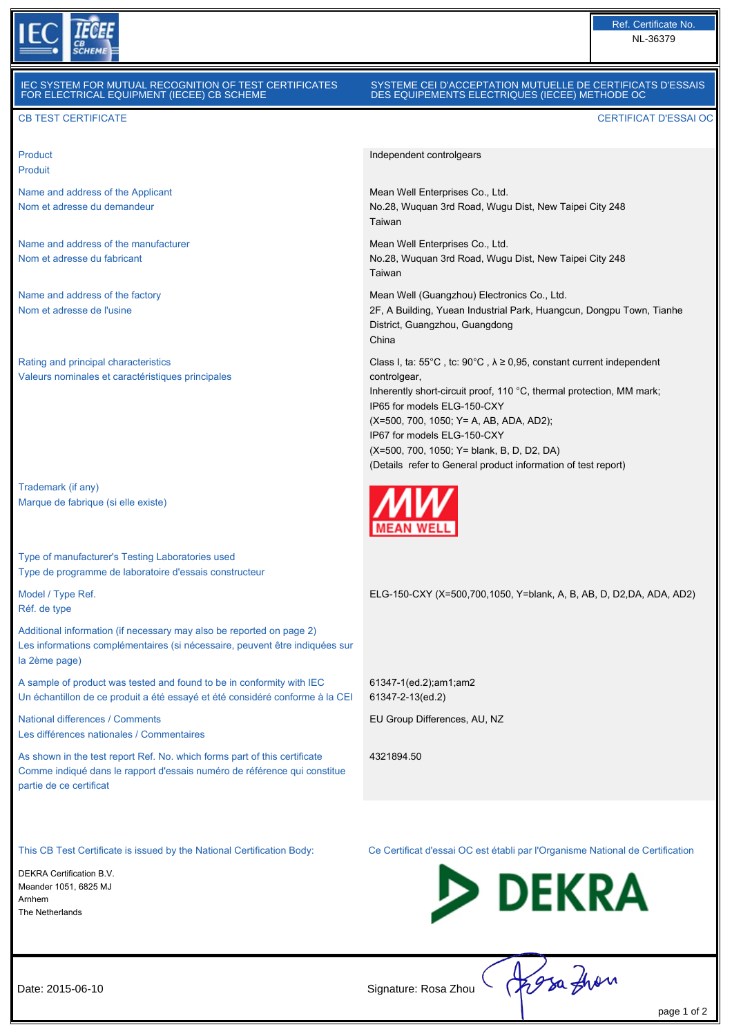Ref. Certificate No.
NL-36379

**IEC SYSTEM FOR MUTUAL RECOGNITION OF TEST CERTIFICATES FOR ELECTRICAL EQUIPMENT (IECEE) CB SCHEME**

**SYSTEME CEI D'ACCEPTATION MUTUELLE DE CERTIFICATS D'ESSAIS DES EQUIPEMENTS ELECTRIQUES (IECEE) METHODE OC**

## CB TEST CERTIFICATE / CERTIFICAT D'ESSAI OC

| | |
|---|---|
| Product<br>Produit | Independent controlgears |
| Name and address of the Applicant<br>Nom et adresse du demandeur | Mean Well Enterprises Co., Ltd.<br>No.28, Wuquan 3rd Road, Wugu Dist, New Taipei City 248<br>Taiwan |
| Name and address of the manufacturer<br>Nom et adresse du fabricant | Mean Well Enterprises Co., Ltd.<br>No.28, Wuquan 3rd Road, Wugu Dist, New Taipei City 248<br>Taiwan |
| Name and address of the factory<br>Nom et adresse de l'usine | Mean Well (Guangzhou) Electronics Co., Ltd.<br>2F, A Building, Yuean Industrial Park, Huangcun, Dongpu Town, Tianhe District, Guangzhou, Guangdong<br>China |
| Rating and principal characteristics<br>Valeurs nominales et caractéristiques principales | Class I, ta: 55°C , tc: 90°C , λ ≥ 0,95, constant current independent controlgear,<br>Inherently short-circuit proof, 110 °C, thermal protection, MM mark;<br>IP65 for models ELG-150-CXY<br>(X=500, 700, 1050; Y= A, AB, ADA, AD2);<br>IP67 for models ELG-150-CXY<br>(X=500, 700, 1050; Y= blank, B, D, D2, DA)<br>(Details refer to General product information of test report) |
| Trademark (if any)<br>Marque de fabrique (si elle existe) | MW MEAN WELL |
| Type of manufacturer's Testing Laboratories used<br>Type de programme de laboratoire d'essais constructeur | |
| Model / Type Ref.<br>Réf. de type | ELG-150-CXY (X=500,700,1050, Y=blank, A, B, AB, D, D2,DA, ADA, AD2) |
| Additional information (if necessary may also be reported on page 2)<br>Les informations complémentaires (si nécessaire, peuvent être indiquées sur la 2ème page) | |
| A sample of product was tested and found to be in conformity with IEC<br>Un échantillon de ce produit a été essayé et été considéré conforme à la CEI | 61347-1(ed.2);am1;am2<br>61347-2-13(ed.2) |
| National differences / Comments<br>Les différences nationales / Commentaires | EU Group Differences, AU, NZ |
| As shown in the test report Ref. No. which forms part of this certificate<br>Comme indiqué dans le rapport d'essais numéro de référence qui constitue partie de ce certificat | 4321894.50 |

This CB Test Certificate is issued by the National Certification Body:

Ce Certificat d'essai OC est établi par l'Organisme National de Certification

DEKRA Certification B.V.
Meander 1051, 6825 MJ
Arnhem
The Netherlands

DEKRA

Date: 2015-06-10

Signature: Rosa Zhou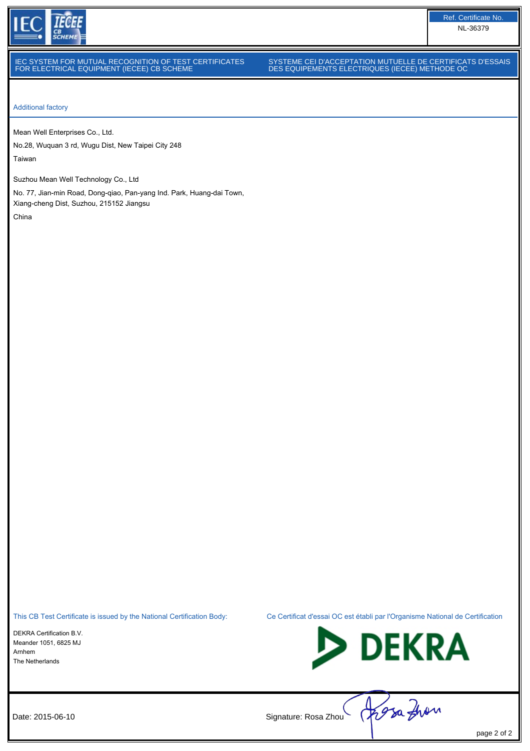Ref. Certificate No.
NL-36379

IEC SYSTEM FOR MUTUAL RECOGNITION OF TEST CERTIFICATES FOR ELECTRICAL EQUIPMENT (IECEE) CB SCHEME

SYSTEME CEI D'ACCEPTATION MUTUELLE DE CERTIFICATS D'ESSAIS DES EQUIPEMENTS ELECTRIQUES (IECEE) METHODE OC

## Additional factory

Mean Well Enterprises Co., Ltd.
No.28, Wuquan 3 rd, Wugu Dist, New Taipei City 248
Taiwan

Suzhou Mean Well Technology Co., Ltd
No. 77, Jian-min Road, Dong-qiao, Pan-yang Ind. Park, Huang-dai Town, Xiang-cheng Dist, Suzhou, 215152 Jiangsu
China

This CB Test Certificate is issued by the National Certification Body:

Ce Certificat d'essai OC est établi par l'Organisme National de Certification

DEKRA Certification B.V.
Meander 1051, 6825 MJ
Arnhem
The Netherlands

Date: 2015-06-10

Signature: Rosa Zhou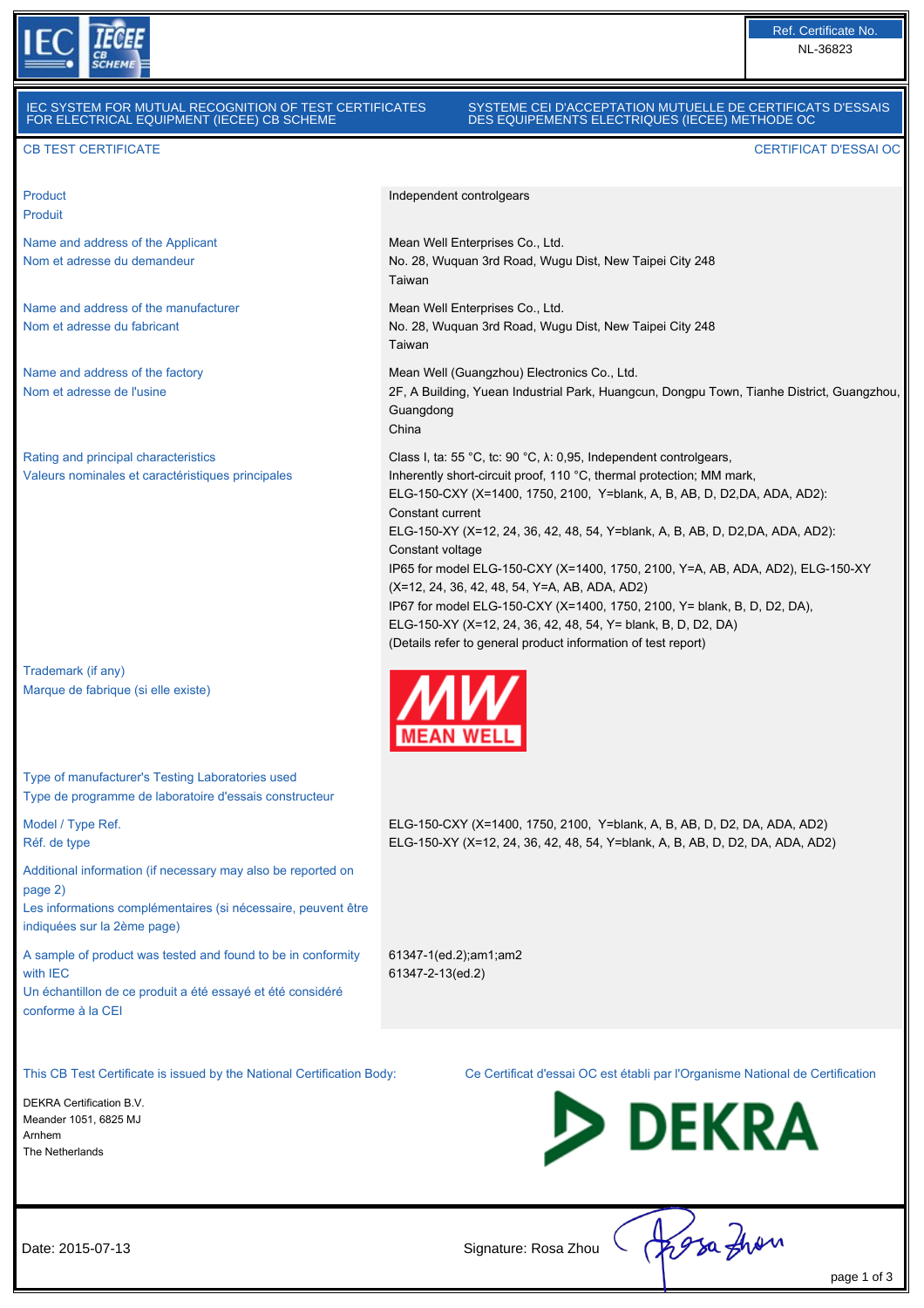Ref. Certificate No.
NL-36823

IEC SYSTEM FOR MUTUAL RECOGNITION OF TEST CERTIFICATES FOR ELECTRICAL EQUIPMENT (IECEE) CB SCHEME

SYSTEME CEI D'ACCEPTATION MUTUELLE DE CERTIFICATS D'ESSAIS DES EQUIPEMENTS ELECTRIQUES (IECEE) METHODE OC

# CB TEST CERTIFICATE

# CERTIFICAT D'ESSAI OC

| | |
|---|---|
| Product<br>Produit | Independent controlgears |
| Name and address of the Applicant<br>Nom et adresse du demandeur | Mean Well Enterprises Co., Ltd.<br>No. 28, Wuquan 3rd Road, Wugu Dist, New Taipei City 248<br>Taiwan |
| Name and address of the manufacturer<br>Nom et adresse du fabricant | Mean Well Enterprises Co., Ltd.<br>No. 28, Wuquan 3rd Road, Wugu Dist, New Taipei City 248<br>Taiwan |
| Name and address of the factory<br>Nom et adresse de l'usine | Mean Well (Guangzhou) Electronics Co., Ltd.<br>2F, A Building, Yuean Industrial Park, Huangcun, Dongpu Town, Tianhe District, Guangzhou, Guangdong<br>China |
| Rating and principal characteristics<br>Valeurs nominales et caractéristiques principales | Class I, ta: 55 °C, tc: 90 °C, λ: 0,95, Independent controlgears,<br>Inherently short-circuit proof, 110 °C, thermal protection; MM mark,<br>ELG-150-CXY (X=1400, 1750, 2100, Y=blank, A, B, AB, D, D2,DA, ADA, AD2):<br>Constant current<br>ELG-150-XY (X=12, 24, 36, 42, 48, 54, Y=blank, A, B, AB, D, D2,DA, ADA, AD2):<br>Constant voltage<br>IP65 for model ELG-150-CXY (X=1400, 1750, 2100, Y=A, AB, ADA, AD2), ELG-150-XY (X=12, 24, 36, 42, 48, 54, Y=A, AB, ADA, AD2)<br>IP67 for model ELG-150-CXY (X=1400, 1750, 2100, Y= blank, B, D, D2, DA),<br>ELG-150-XY (X=12, 24, 36, 42, 48, 54, Y= blank, B, D, D2, DA)<br>(Details refer to general product information of test report) |
| Trademark (if any)<br>Marque de fabrique (si elle existe) | MW MEAN WELL |
| Type of manufacturer's Testing Laboratories used<br>Type de programme de laboratoire d'essais constructeur | |
| Model / Type Ref.<br>Réf. de type | ELG-150-CXY (X=1400, 1750, 2100, Y=blank, A, B, AB, D, D2, DA, ADA, AD2)<br>ELG-150-XY (X=12, 24, 36, 42, 48, 54, Y=blank, A, B, AB, D, D2, DA, ADA, AD2) |
| Additional information (if necessary may also be reported on page 2)<br>Les informations complémentaires (si nécessaire, peuvent être indiquées sur la 2ème page) | |
| A sample of product was tested and found to be in conformity with IEC<br>Un échantillon de ce produit a été essayé et été considéré conforme à la CEI | 61347-1(ed.2);am1;am2<br>61347-2-13(ed.2) |

This CB Test Certificate is issued by the National Certification Body:

Ce Certificat d'essai OC est établi par l'Organisme National de Certification

DEKRA Certification B.V.
Meander 1051, 6825 MJ
Arnhem
The Netherlands

DEKRA

Date: 2015-07-13

Signature: Rosa Zhou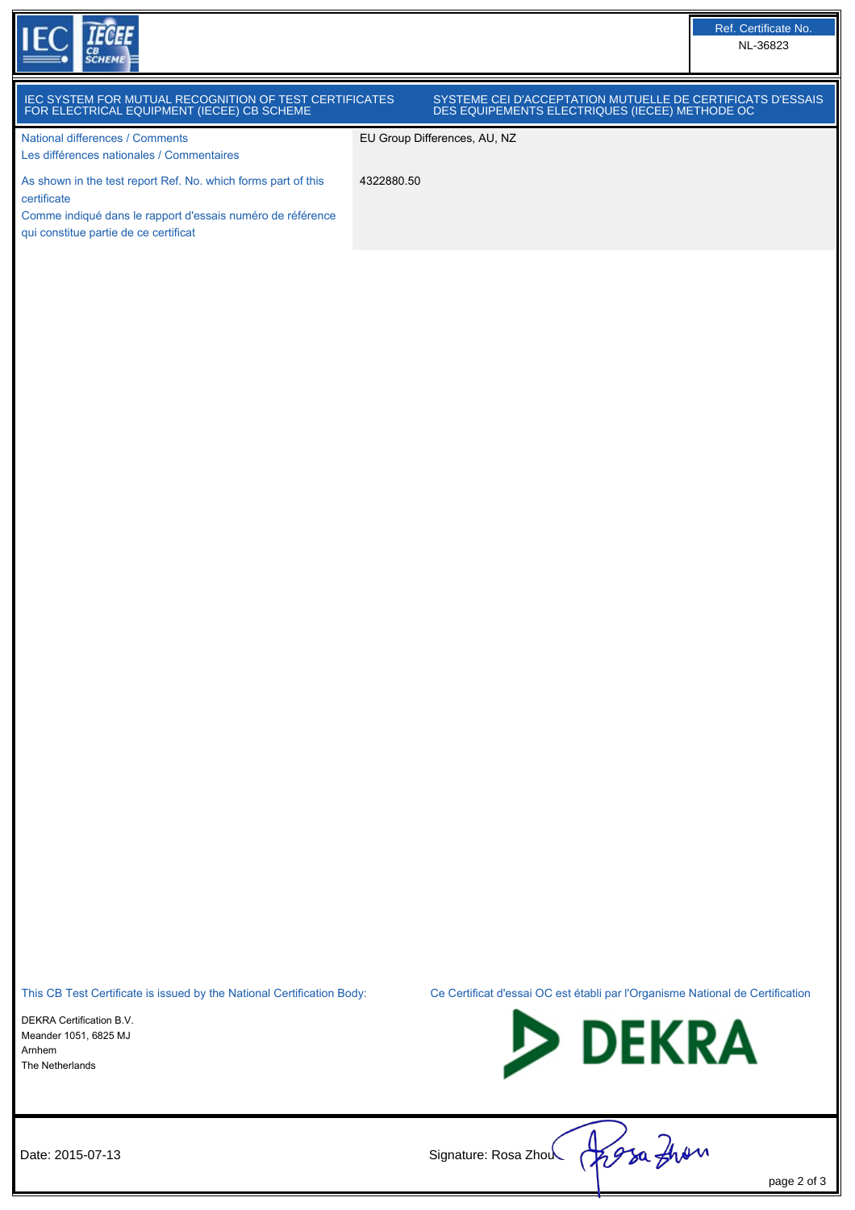Ref. Certificate No.
NL-36823

IEC SYSTEM FOR MUTUAL RECOGNITION OF TEST CERTIFICATES FOR ELECTRICAL EQUIPMENT (IECEE) CB SCHEME

SYSTEME CEI D'ACCEPTATION MUTUELLE DE CERTIFICATS D'ESSAIS DES EQUIPEMENTS ELECTRIQUES (IECEE) METHODE OC

| | |
|---|---|
| National differences / Comments<br>Les différences nationales / Commentaires | EU Group Differences, AU, NZ |
| As shown in the test report Ref. No. which forms part of this certificate<br>Comme indiqué dans le rapport d'essais numéro de référence qui constitue partie de ce certificat | 4322880.50 |

This CB Test Certificate is issued by the National Certification Body:

Ce Certificat d'essai OC est établi par l'Organisme National de Certification

DEKRA Certification B.V.
Meander 1051, 6825 MJ
Arnhem
The Netherlands

DEKRA

Date: 2015-07-13

Signature: Rosa Zhou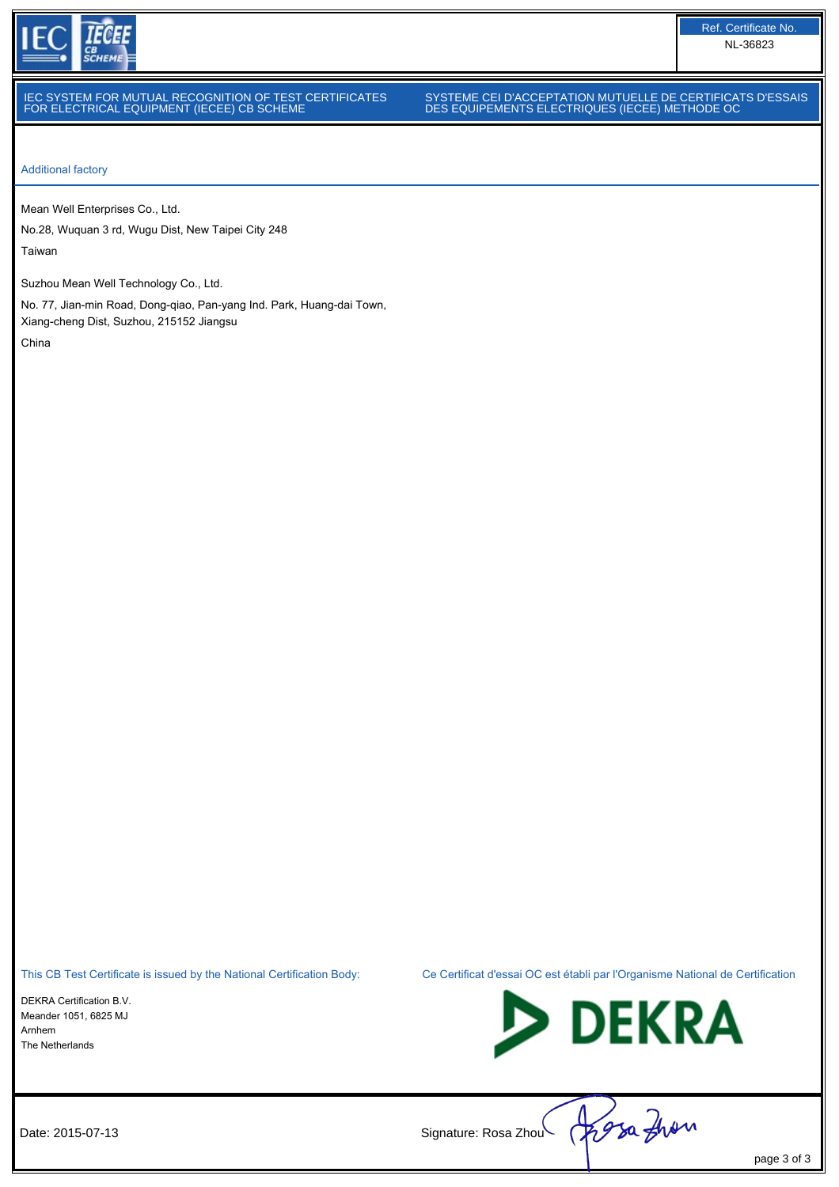Ref. Certificate No.
NL-36823

IEC SYSTEM FOR MUTUAL RECOGNITION OF TEST CERTIFICATES FOR ELECTRICAL EQUIPMENT (IECEE) CB SCHEME

SYSTEME CEI D'ACCEPTATION MUTUELLE DE CERTIFICATS D'ESSAIS DES EQUIPEMENTS ELECTRIQUES (IECEE) METHODE OC

## Additional factory

Mean Well Enterprises Co., Ltd.
No.28, Wuquan 3 rd, Wugu Dist, New Taipei City 248
Taiwan

Suzhou Mean Well Technology Co., Ltd.
No. 77, Jian-min Road, Dong-qiao, Pan-yang Ind. Park, Huang-dai Town,
Xiang-cheng Dist, Suzhou, 215152 Jiangsu
China

This CB Test Certificate is issued by the National Certification Body:

Ce Certificat d'essai OC est établi par l'Organisme National de Certification

DEKRA Certification B.V.
Meander 1051, 6825 MJ
Arnhem
The Netherlands

DEKRA

Date: 2015-07-13

Signature: Rosa Zhou